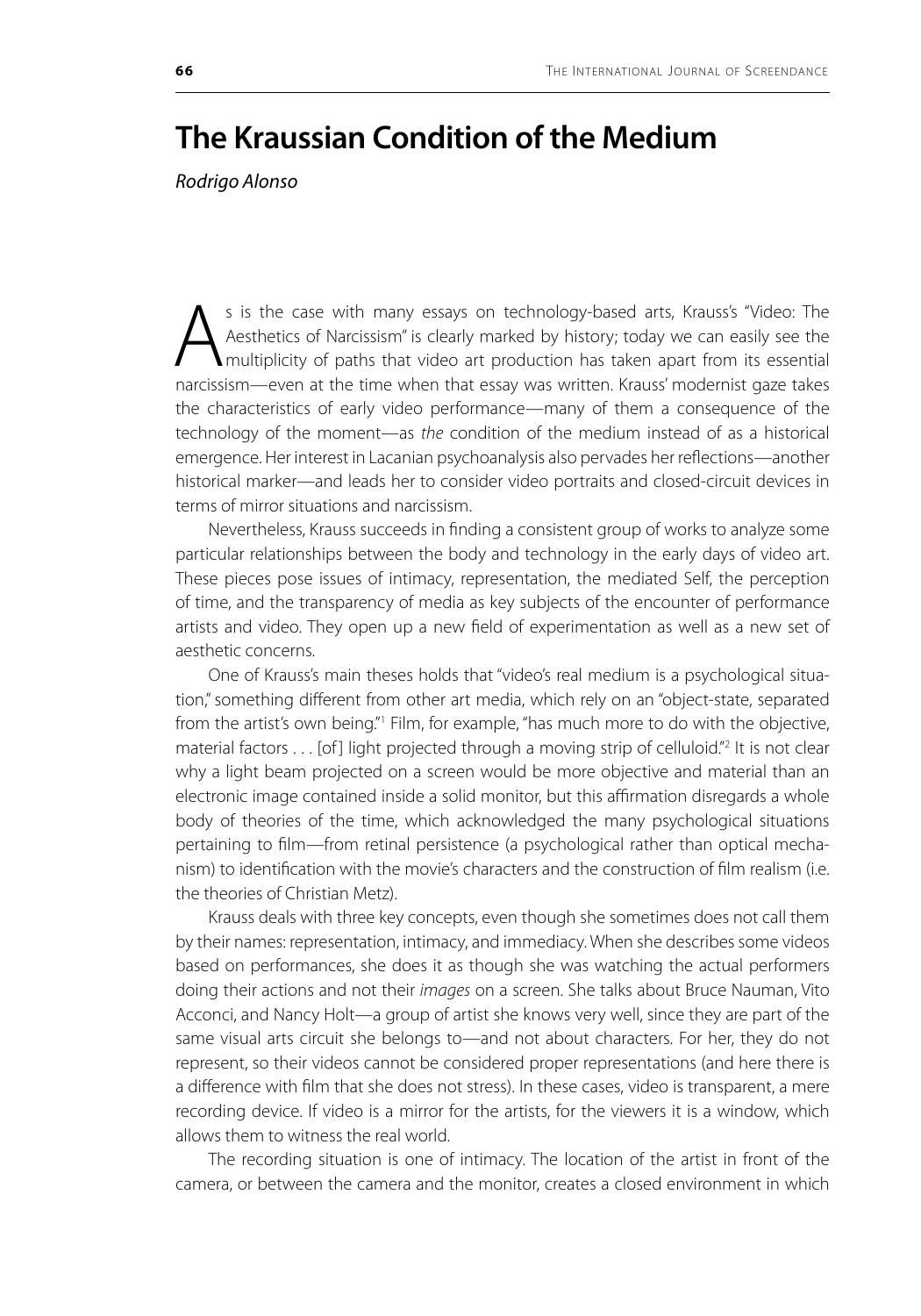# The Kraussian Condition of the Medium

*Rodrigo Alonso*

As is the case with many essays on technology-based arts, Krauss's "Video: The Aesthetics of Narcissism" is clearly marked by history; today we can easily see the multiplicity of paths that video art production has taken apart from its essential narcissism—even at the time when that essay was written. Krauss' modernist gaze takes the characteristics of early video performance—many of them a consequence of the technology of the moment—as *the* condition of the medium instead of as a historical emergence. Her interest in Lacanian psychoanalysis also pervades her reflections—another historical marker—and leads her to consider video portraits and closed-circuit devices in terms of mirror situations and narcissism.

Nevertheless, Krauss succeeds in finding a consistent group of works to analyze some particular relationships between the body and technology in the early days of video art. These pieces pose issues of intimacy, representation, the mediated Self, the perception of time, and the transparency of media as key subjects of the encounter of performance artists and video. They open up a new field of experimentation as well as a new set of aesthetic concerns.

One of Krauss's main theses holds that "video's real medium is a psychological situation," something different from other art media, which rely on an "object-state, separated from the artist's own being."[1] Film, for example, "has much more to do with the objective, material factors . . . [of] light projected through a moving strip of celluloid."[2] It is not clear why a light beam projected on a screen would be more objective and material than an electronic image contained inside a solid monitor, but this affirmation disregards a whole body of theories of the time, which acknowledged the many psychological situations pertaining to film—from retinal persistence (a psychological rather than optical mechanism) to identification with the movie's characters and the construction of film realism (i.e. the theories of Christian Metz).

Krauss deals with three key concepts, even though she sometimes does not call them by their names: representation, intimacy, and immediacy. When she describes some videos based on performances, she does it as though she was watching the actual performers doing their actions and not their *images* on a screen. She talks about Bruce Nauman, Vito Acconci, and Nancy Holt—a group of artist she knows very well, since they are part of the same visual arts circuit she belongs to—and not about characters. For her, they do not represent, so their videos cannot be considered proper representations (and here there is a difference with film that she does not stress). In these cases, video is transparent, a mere recording device. If video is a mirror for the artists, for the viewers it is a window, which allows them to witness the real world.

The recording situation is one of intimacy. The location of the artist in front of the camera, or between the camera and the monitor, creates a closed environment in which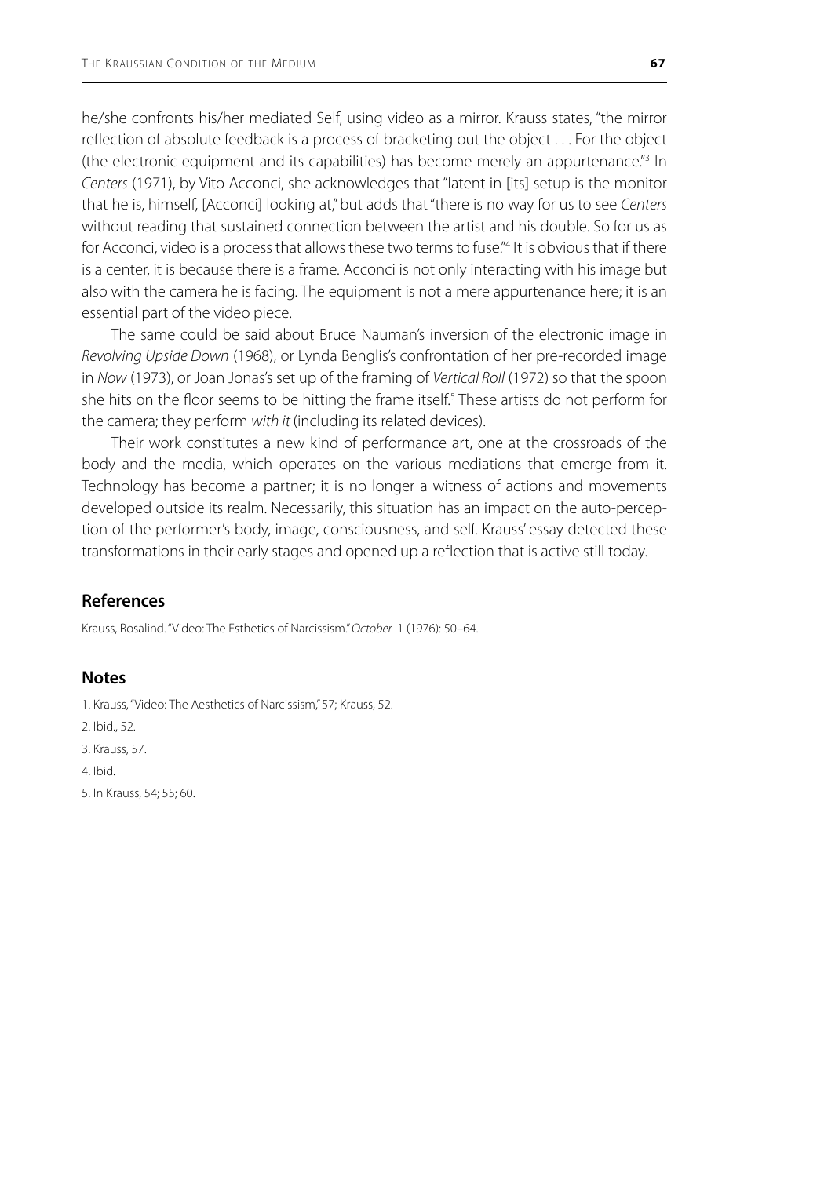he/she confronts his/her mediated Self, using video as a mirror. Krauss states, "the mirror reflection of absolute feedback is a process of bracketing out the object . . . For the object (the electronic equipment and its capabilities) has become merely an appurtenance."[3] In *Centers* (1971), by Vito Acconci, she acknowledges that "latent in [its] setup is the monitor that he is, himself, [Acconci] looking at," but adds that "there is no way for us to see *Centers* without reading that sustained connection between the artist and his double. So for us as for Acconci, video is a process that allows these two terms to fuse."[4] It is obvious that if there is a center, it is because there is a frame. Acconci is not only interacting with his image but also with the camera he is facing. The equipment is not a mere appurtenance here; it is an essential part of the video piece.

The same could be said about Bruce Nauman's inversion of the electronic image in *Revolving Upside Down* (1968), or Lynda Benglis's confrontation of her pre-recorded image in *Now* (1973), or Joan Jonas's set up of the framing of *Vertical Roll* (1972) so that the spoon she hits on the floor seems to be hitting the frame itself.[5] These artists do not perform for the camera; they perform *with it* (including its related devices).

Their work constitutes a new kind of performance art, one at the crossroads of the body and the media, which operates on the various mediations that emerge from it. Technology has become a partner; it is no longer a witness of actions and movements developed outside its realm. Necessarily, this situation has an impact on the auto-perception of the performer's body, image, consciousness, and self. Krauss' essay detected these transformations in their early stages and opened up a reflection that is active still today.

## References

Krauss, Rosalind. "Video: The Esthetics of Narcissism." *October* 1 (1976): 50–64.

## Notes

1. Krauss, "Video: The Aesthetics of Narcissism," 57; Krauss, 52.
2. Ibid., 52.
3. Krauss, 57.
4. Ibid.
5. In Krauss, 54; 55; 60.